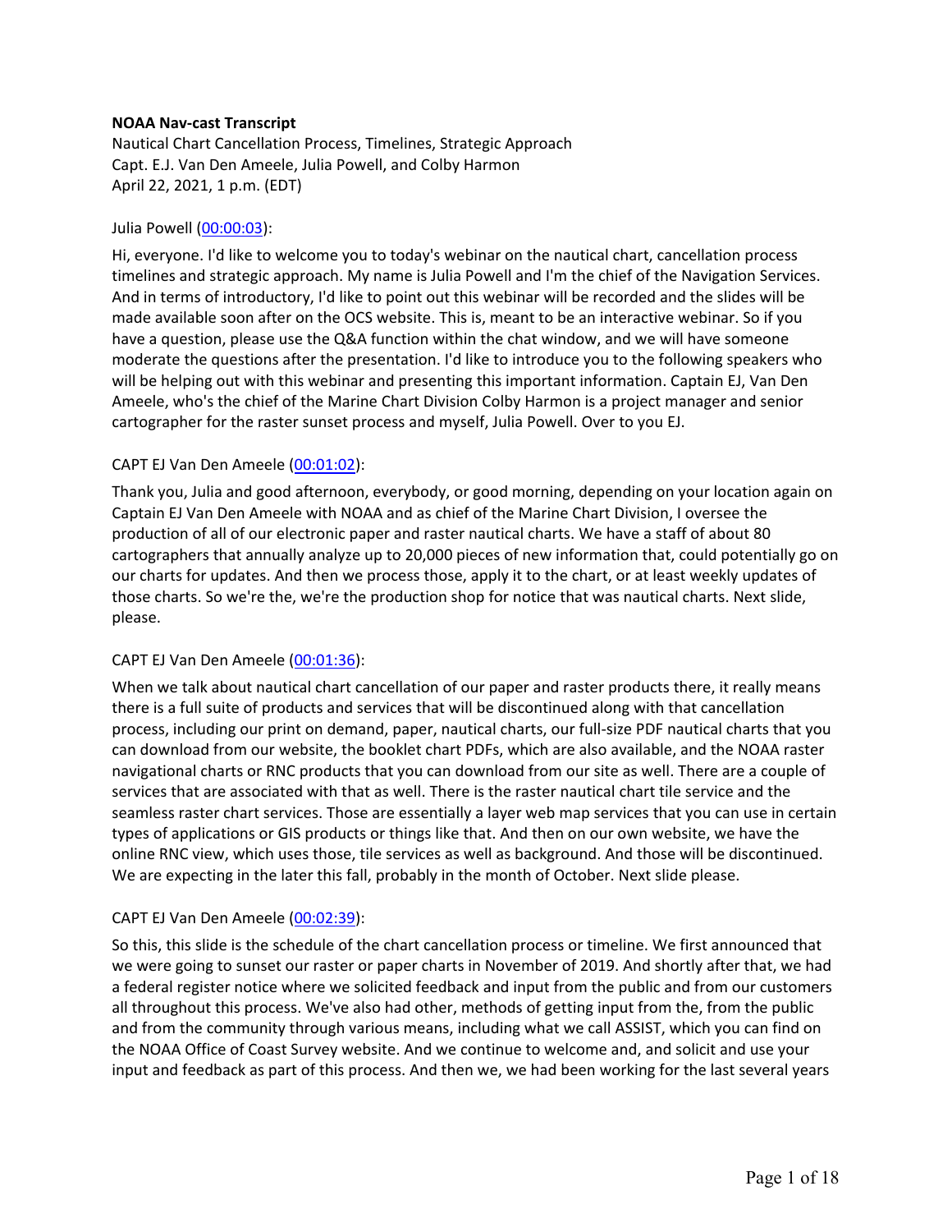**NOAA Nav-cast Transcript**

Nautical Chart Cancellation Process, Timelines, Strategic Approach
Capt. E.J. Van Den Ameele, Julia Powell, and Colby Harmon
April 22, 2021, 1 p.m. (EDT)

Julia Powell (00:00:03):

Hi, everyone. I'd like to welcome you to today's webinar on the nautical chart, cancellation process timelines and strategic approach. My name is Julia Powell and I'm the chief of the Navigation Services. And in terms of introductory, I'd like to point out this webinar will be recorded and the slides will be made available soon after on the OCS website. This is, meant to be an interactive webinar. So if you have a question, please use the Q&A function within the chat window, and we will have someone moderate the questions after the presentation. I'd like to introduce you to the following speakers who will be helping out with this webinar and presenting this important information. Captain EJ, Van Den Ameele, who's the chief of the Marine Chart Division Colby Harmon is a project manager and senior cartographer for the raster sunset process and myself, Julia Powell. Over to you EJ.

CAPT EJ Van Den Ameele (00:01:02):

Thank you, Julia and good afternoon, everybody, or good morning, depending on your location again on Captain EJ Van Den Ameele with NOAA and as chief of the Marine Chart Division, I oversee the production of all of our electronic paper and raster nautical charts. We have a staff of about 80 cartographers that annually analyze up to 20,000 pieces of new information that, could potentially go on our charts for updates. And then we process those, apply it to the chart, or at least weekly updates of those charts. So we're the, we're the production shop for notice that was nautical charts. Next slide, please.

CAPT EJ Van Den Ameele (00:01:36):

When we talk about nautical chart cancellation of our paper and raster products there, it really means there is a full suite of products and services that will be discontinued along with that cancellation process, including our print on demand, paper, nautical charts, our full-size PDF nautical charts that you can download from our website, the booklet chart PDFs, which are also available, and the NOAA raster navigational charts or RNC products that you can download from our site as well. There are a couple of services that are associated with that as well. There is the raster nautical chart tile service and the seamless raster chart services. Those are essentially a layer web map services that you can use in certain types of applications or GIS products or things like that. And then on our own website, we have the online RNC view, which uses those, tile services as well as background. And those will be discontinued. We are expecting in the later this fall, probably in the month of October. Next slide please.

CAPT EJ Van Den Ameele (00:02:39):

So this, this slide is the schedule of the chart cancellation process or timeline. We first announced that we were going to sunset our raster or paper charts in November of 2019. And shortly after that, we had a federal register notice where we solicited feedback and input from the public and from our customers all throughout this process. We've also had other, methods of getting input from the, from the public and from the community through various means, including what we call ASSIST, which you can find on the NOAA Office of Coast Survey website. And we continue to welcome and, and solicit and use your input and feedback as part of this process. And then we, we had been working for the last several years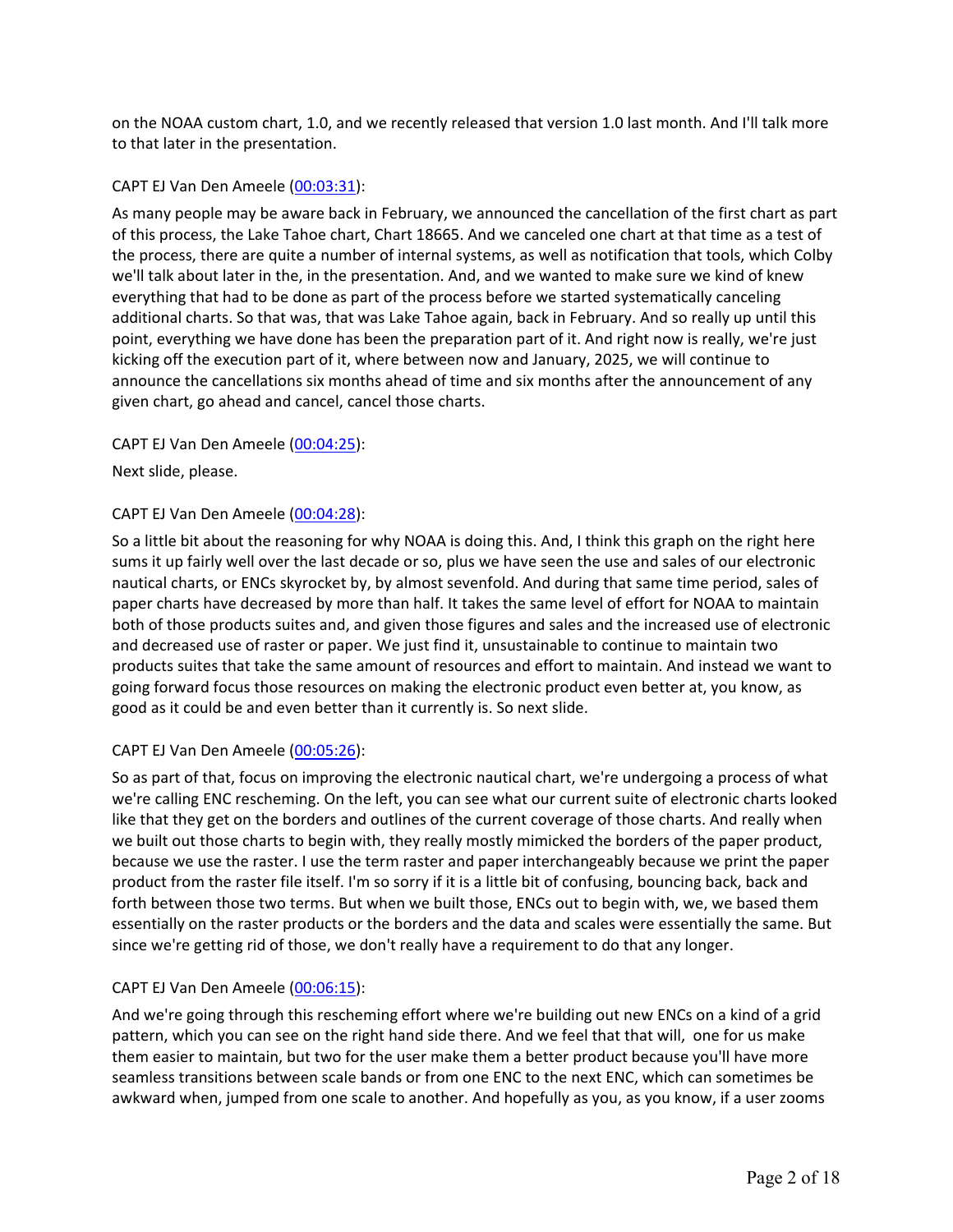on the NOAA custom chart, 1.0, and we recently released that version 1.0 last month. And I'll talk more to that later in the presentation.

CAPT EJ Van Den Ameele ([00:03:31]()):

As many people may be aware back in February, we announced the cancellation of the first chart as part of this process, the Lake Tahoe chart, Chart 18665. And we canceled one chart at that time as a test of the process, there are quite a number of internal systems, as well as notification that tools, which Colby we'll talk about later in the, in the presentation. And, and we wanted to make sure we kind of knew everything that had to be done as part of the process before we started systematically canceling additional charts. So that was, that was Lake Tahoe again, back in February. And so really up until this point, everything we have done has been the preparation part of it. And right now is really, we're just kicking off the execution part of it, where between now and January, 2025, we will continue to announce the cancellations six months ahead of time and six months after the announcement of any given chart, go ahead and cancel, cancel those charts.

CAPT EJ Van Den Ameele ([00:04:25]()):

Next slide, please.

CAPT EJ Van Den Ameele ([00:04:28]()):

So a little bit about the reasoning for why NOAA is doing this. And, I think this graph on the right here sums it up fairly well over the last decade or so, plus we have seen the use and sales of our electronic nautical charts, or ENCs skyrocket by, by almost sevenfold. And during that same time period, sales of paper charts have decreased by more than half. It takes the same level of effort for NOAA to maintain both of those products suites and, and given those figures and sales and the increased use of electronic and decreased use of raster or paper. We just find it, unsustainable to continue to maintain two products suites that take the same amount of resources and effort to maintain. And instead we want to going forward focus those resources on making the electronic product even better at, you know, as good as it could be and even better than it currently is. So next slide.

CAPT EJ Van Den Ameele ([00:05:26]()):

So as part of that, focus on improving the electronic nautical chart, we're undergoing a process of what we're calling ENC rescheming. On the left, you can see what our current suite of electronic charts looked like that they get on the borders and outlines of the current coverage of those charts. And really when we built out those charts to begin with, they really mostly mimicked the borders of the paper product, because we use the raster. I use the term raster and paper interchangeably because we print the paper product from the raster file itself. I'm so sorry if it is a little bit of confusing, bouncing back, back and forth between those two terms. But when we built those, ENCs out to begin with, we, we based them essentially on the raster products or the borders and the data and scales were essentially the same. But since we're getting rid of those, we don't really have a requirement to do that any longer.

CAPT EJ Van Den Ameele ([00:06:15]()):

And we're going through this rescheming effort where we're building out new ENCs on a kind of a grid pattern, which you can see on the right hand side there. And we feel that that will, one for us make them easier to maintain, but two for the user make them a better product because you'll have more seamless transitions between scale bands or from one ENC to the next ENC, which can sometimes be awkward when, jumped from one scale to another. And hopefully as you, as you know, if a user zooms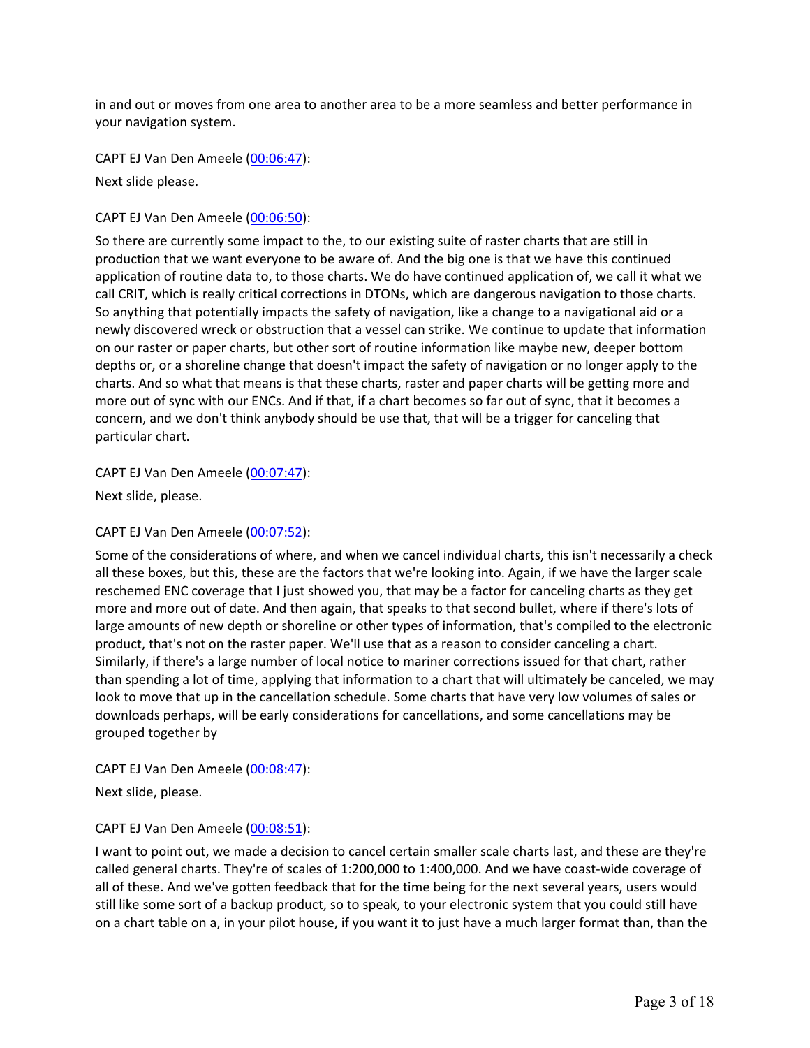in and out or moves from one area to another area to be a more seamless and better performance in your navigation system.

CAPT EJ Van Den Ameele (00:06:47):

Next slide please.

CAPT EJ Van Den Ameele (00:06:50):

So there are currently some impact to the, to our existing suite of raster charts that are still in production that we want everyone to be aware of. And the big one is that we have this continued application of routine data to, to those charts. We do have continued application of, we call it what we call CRIT, which is really critical corrections in DTONs, which are dangerous navigation to those charts. So anything that potentially impacts the safety of navigation, like a change to a navigational aid or a newly discovered wreck or obstruction that a vessel can strike. We continue to update that information on our raster or paper charts, but other sort of routine information like maybe new, deeper bottom depths or, or a shoreline change that doesn't impact the safety of navigation or no longer apply to the charts. And so what that means is that these charts, raster and paper charts will be getting more and more out of sync with our ENCs. And if that, if a chart becomes so far out of sync, that it becomes a concern, and we don't think anybody should be use that, that will be a trigger for canceling that particular chart.

CAPT EJ Van Den Ameele (00:07:47):

Next slide, please.

CAPT EJ Van Den Ameele (00:07:52):

Some of the considerations of where, and when we cancel individual charts, this isn't necessarily a check all these boxes, but this, these are the factors that we're looking into. Again, if we have the larger scale reschemed ENC coverage that I just showed you, that may be a factor for canceling charts as they get more and more out of date. And then again, that speaks to that second bullet, where if there's lots of large amounts of new depth or shoreline or other types of information, that's compiled to the electronic product, that's not on the raster paper. We'll use that as a reason to consider canceling a chart. Similarly, if there's a large number of local notice to mariner corrections issued for that chart, rather than spending a lot of time, applying that information to a chart that will ultimately be canceled, we may look to move that up in the cancellation schedule. Some charts that have very low volumes of sales or downloads perhaps, will be early considerations for cancellations, and some cancellations may be grouped together by

CAPT EJ Van Den Ameele (00:08:47):

Next slide, please.

CAPT EJ Van Den Ameele (00:08:51):

I want to point out, we made a decision to cancel certain smaller scale charts last, and these are they're called general charts. They're of scales of 1:200,000 to 1:400,000. And we have coast-wide coverage of all of these. And we've gotten feedback that for the time being for the next several years, users would still like some sort of a backup product, so to speak, to your electronic system that you could still have on a chart table on a, in your pilot house, if you want it to just have a much larger format than, than the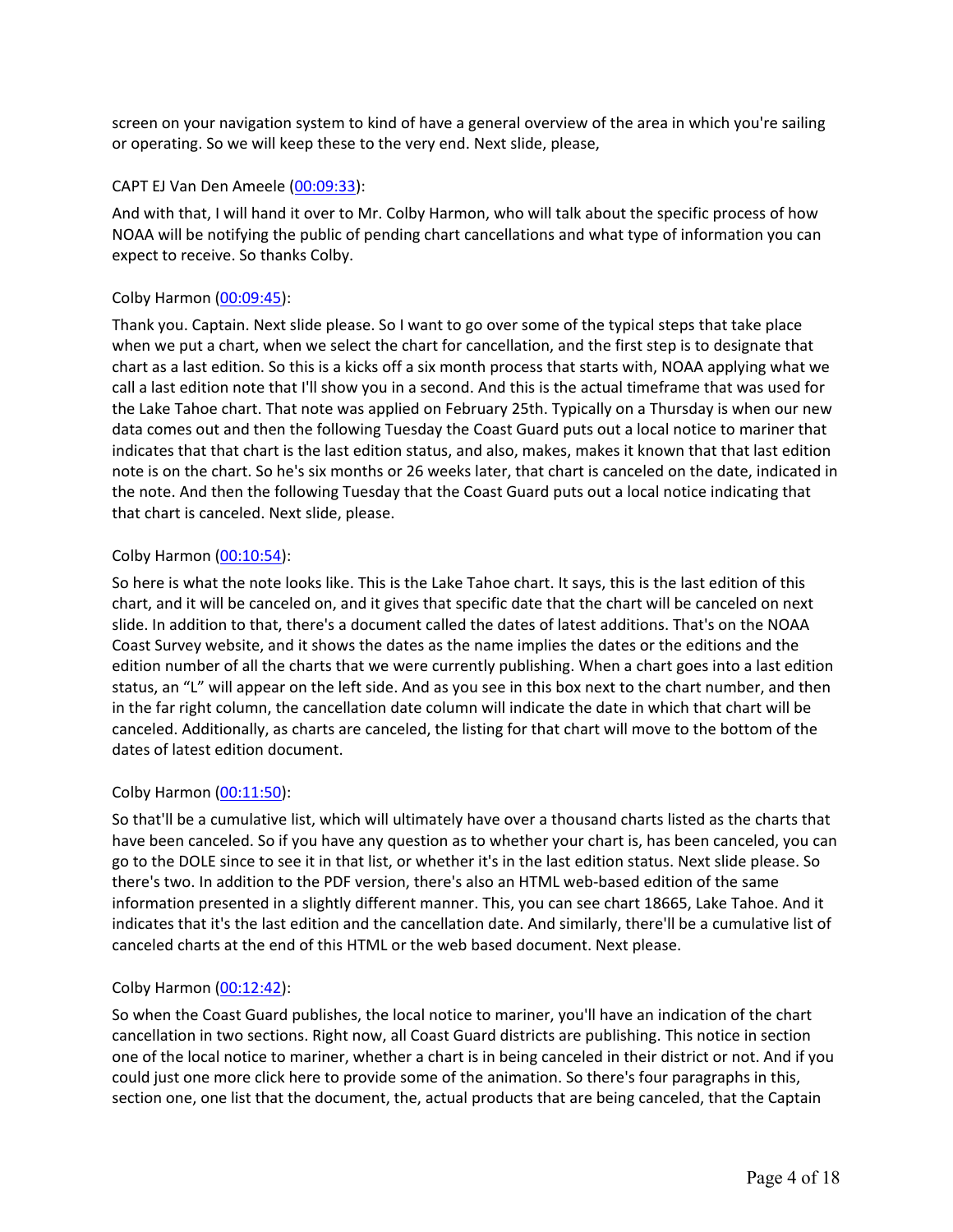screen on your navigation system to kind of have a general overview of the area in which you're sailing or operating. So we will keep these to the very end. Next slide, please,

CAPT EJ Van Den Ameele ([00:09:33](#)):

And with that, I will hand it over to Mr. Colby Harmon, who will talk about the specific process of how NOAA will be notifying the public of pending chart cancellations and what type of information you can expect to receive. So thanks Colby.

Colby Harmon ([00:09:45](#)):

Thank you. Captain. Next slide please. So I want to go over some of the typical steps that take place when we put a chart, when we select the chart for cancellation, and the first step is to designate that chart as a last edition. So this is a kicks off a six month process that starts with, NOAA applying what we call a last edition note that I'll show you in a second. And this is the actual timeframe that was used for the Lake Tahoe chart. That note was applied on February 25th. Typically on a Thursday is when our new data comes out and then the following Tuesday the Coast Guard puts out a local notice to mariner that indicates that that chart is the last edition status, and also, makes, makes it known that that last edition note is on the chart. So he's six months or 26 weeks later, that chart is canceled on the date, indicated in the note. And then the following Tuesday that the Coast Guard puts out a local notice indicating that that chart is canceled. Next slide, please.

Colby Harmon ([00:10:54](#)):

So here is what the note looks like. This is the Lake Tahoe chart. It says, this is the last edition of this chart, and it will be canceled on, and it gives that specific date that the chart will be canceled on next slide. In addition to that, there's a document called the dates of latest additions. That's on the NOAA Coast Survey website, and it shows the dates as the name implies the dates or the editions and the edition number of all the charts that we were currently publishing. When a chart goes into a last edition status, an "L" will appear on the left side. And as you see in this box next to the chart number, and then in the far right column, the cancellation date column will indicate the date in which that chart will be canceled. Additionally, as charts are canceled, the listing for that chart will move to the bottom of the dates of latest edition document.

Colby Harmon ([00:11:50](#)):

So that'll be a cumulative list, which will ultimately have over a thousand charts listed as the charts that have been canceled. So if you have any question as to whether your chart is, has been canceled, you can go to the DOLE since to see it in that list, or whether it's in the last edition status. Next slide please. So there's two. In addition to the PDF version, there's also an HTML web-based edition of the same information presented in a slightly different manner. This, you can see chart 18665, Lake Tahoe. And it indicates that it's the last edition and the cancellation date. And similarly, there'll be a cumulative list of canceled charts at the end of this HTML or the web based document. Next please.

Colby Harmon ([00:12:42](#)):

So when the Coast Guard publishes, the local notice to mariner, you'll have an indication of the chart cancellation in two sections. Right now, all Coast Guard districts are publishing. This notice in section one of the local notice to mariner, whether a chart is in being canceled in their district or not. And if you could just one more click here to provide some of the animation. So there's four paragraphs in this, section one, one list that the document, the, actual products that are being canceled, that the Captain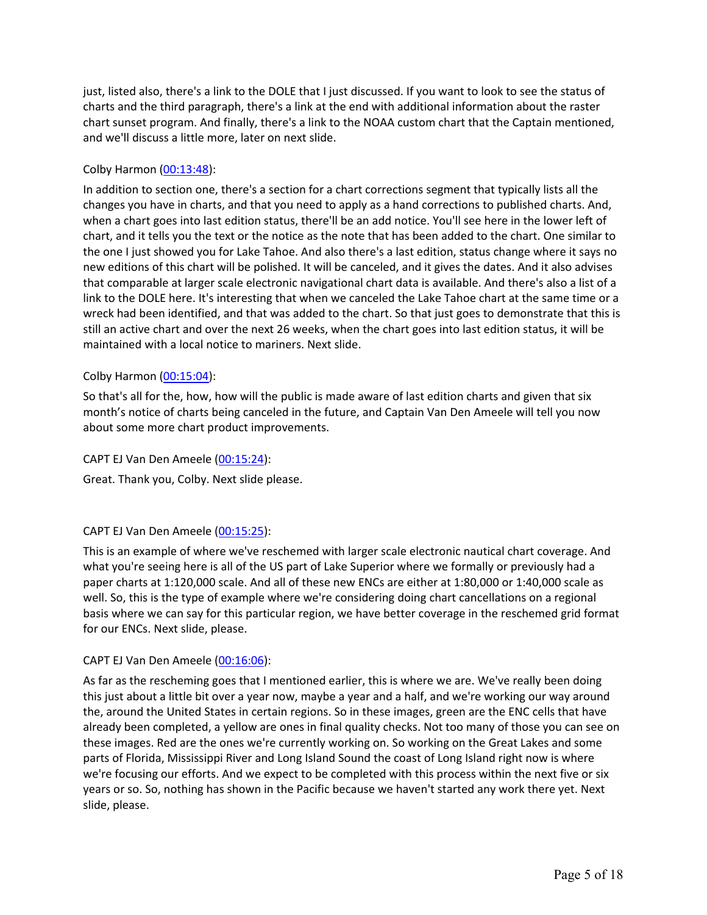just, listed also, there's a link to the DOLE that I just discussed. If you want to look to see the status of charts and the third paragraph, there's a link at the end with additional information about the raster chart sunset program. And finally, there's a link to the NOAA custom chart that the Captain mentioned, and we'll discuss a little more, later on next slide.

Colby Harmon ([00:13:48]):

In addition to section one, there's a section for a chart corrections segment that typically lists all the changes you have in charts, and that you need to apply as a hand corrections to published charts. And, when a chart goes into last edition status, there'll be an add notice. You'll see here in the lower left of chart, and it tells you the text or the notice as the note that has been added to the chart. One similar to the one I just showed you for Lake Tahoe. And also there's a last edition, status change where it says no new editions of this chart will be polished. It will be canceled, and it gives the dates. And it also advises that comparable at larger scale electronic navigational chart data is available. And there's also a list of a link to the DOLE here. It's interesting that when we canceled the Lake Tahoe chart at the same time or a wreck had been identified, and that was added to the chart. So that just goes to demonstrate that this is still an active chart and over the next 26 weeks, when the chart goes into last edition status, it will be maintained with a local notice to mariners. Next slide.

Colby Harmon ([00:15:04]):

So that's all for the, how, how will the public is made aware of last edition charts and given that six month's notice of charts being canceled in the future, and Captain Van Den Ameele will tell you now about some more chart product improvements.

CAPT EJ Van Den Ameele ([00:15:24]):

Great. Thank you, Colby. Next slide please.

CAPT EJ Van Den Ameele ([00:15:25]):

This is an example of where we've reschemed with larger scale electronic nautical chart coverage. And what you're seeing here is all of the US part of Lake Superior where we formally or previously had a paper charts at 1:120,000 scale. And all of these new ENCs are either at 1:80,000 or 1:40,000 scale as well. So, this is the type of example where we're considering doing chart cancellations on a regional basis where we can say for this particular region, we have better coverage in the reschemed grid format for our ENCs. Next slide, please.

CAPT EJ Van Den Ameele ([00:16:06]):

As far as the rescheming goes that I mentioned earlier, this is where we are. We've really been doing this just about a little bit over a year now, maybe a year and a half, and we're working our way around the, around the United States in certain regions. So in these images, green are the ENC cells that have already been completed, a yellow are ones in final quality checks. Not too many of those you can see on these images. Red are the ones we're currently working on. So working on the Great Lakes and some parts of Florida, Mississippi River and Long Island Sound the coast of Long Island right now is where we're focusing our efforts. And we expect to be completed with this process within the next five or six years or so. So, nothing has shown in the Pacific because we haven't started any work there yet. Next slide, please.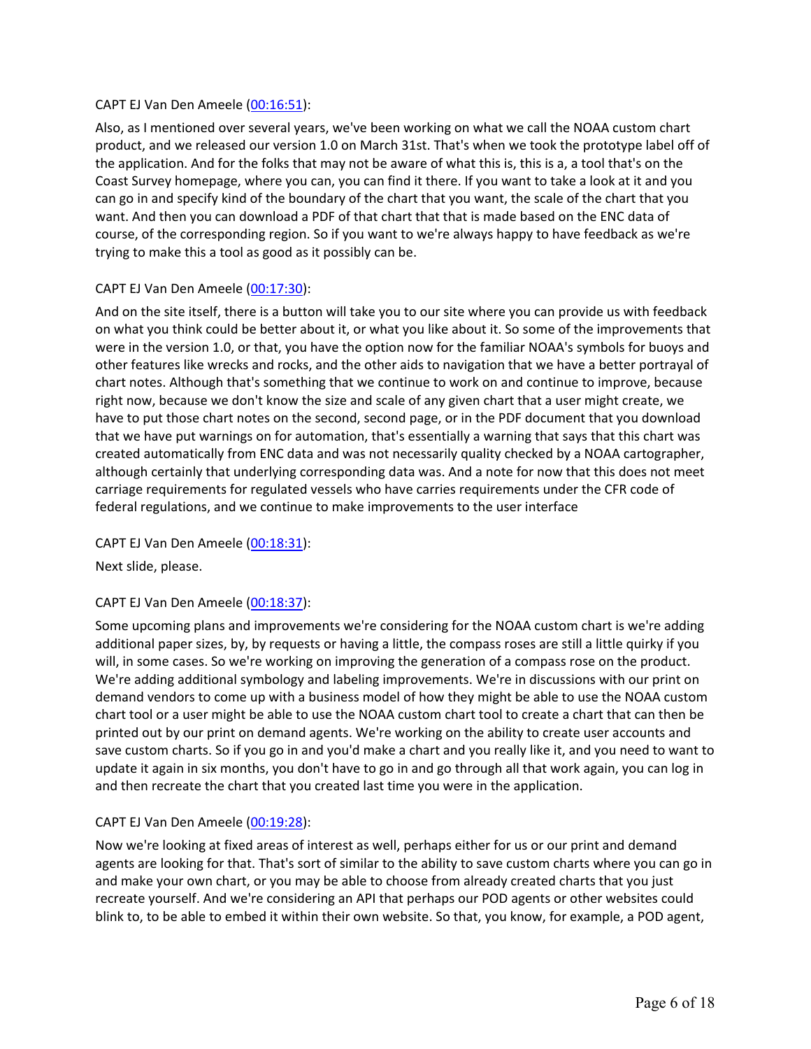CAPT EJ Van Den Ameele ([00:16:51]):

Also, as I mentioned over several years, we've been working on what we call the NOAA custom chart product, and we released our version 1.0 on March 31st. That's when we took the prototype label off of the application. And for the folks that may not be aware of what this is, this is a, a tool that's on the Coast Survey homepage, where you can, you can find it there. If you want to take a look at it and you can go in and specify kind of the boundary of the chart that you want, the scale of the chart that you want. And then you can download a PDF of that chart that that is made based on the ENC data of course, of the corresponding region. So if you want to we're always happy to have feedback as we're trying to make this a tool as good as it possibly can be.

CAPT EJ Van Den Ameele ([00:17:30]):

And on the site itself, there is a button will take you to our site where you can provide us with feedback on what you think could be better about it, or what you like about it. So some of the improvements that were in the version 1.0, or that, you have the option now for the familiar NOAA's symbols for buoys and other features like wrecks and rocks, and the other aids to navigation that we have a better portrayal of chart notes. Although that's something that we continue to work on and continue to improve, because right now, because we don't know the size and scale of any given chart that a user might create, we have to put those chart notes on the second, second page, or in the PDF document that you download that we have put warnings on for automation, that's essentially a warning that says that this chart was created automatically from ENC data and was not necessarily quality checked by a NOAA cartographer, although certainly that underlying corresponding data was. And a note for now that this does not meet carriage requirements for regulated vessels who have carries requirements under the CFR code of federal regulations, and we continue to make improvements to the user interface

CAPT EJ Van Den Ameele ([00:18:31]):

Next slide, please.

CAPT EJ Van Den Ameele ([00:18:37]):

Some upcoming plans and improvements we're considering for the NOAA custom chart is we're adding additional paper sizes, by, by requests or having a little, the compass roses are still a little quirky if you will, in some cases. So we're working on improving the generation of a compass rose on the product. We're adding additional symbology and labeling improvements. We're in discussions with our print on demand vendors to come up with a business model of how they might be able to use the NOAA custom chart tool or a user might be able to use the NOAA custom chart tool to create a chart that can then be printed out by our print on demand agents. We're working on the ability to create user accounts and save custom charts. So if you go in and you'd make a chart and you really like it, and you need to want to update it again in six months, you don't have to go in and go through all that work again, you can log in and then recreate the chart that you created last time you were in the application.

CAPT EJ Van Den Ameele ([00:19:28]):

Now we're looking at fixed areas of interest as well, perhaps either for us or our print and demand agents are looking for that. That's sort of similar to the ability to save custom charts where you can go in and make your own chart, or you may be able to choose from already created charts that you just recreate yourself. And we're considering an API that perhaps our POD agents or other websites could blink to, to be able to embed it within their own website. So that, you know, for example, a POD agent,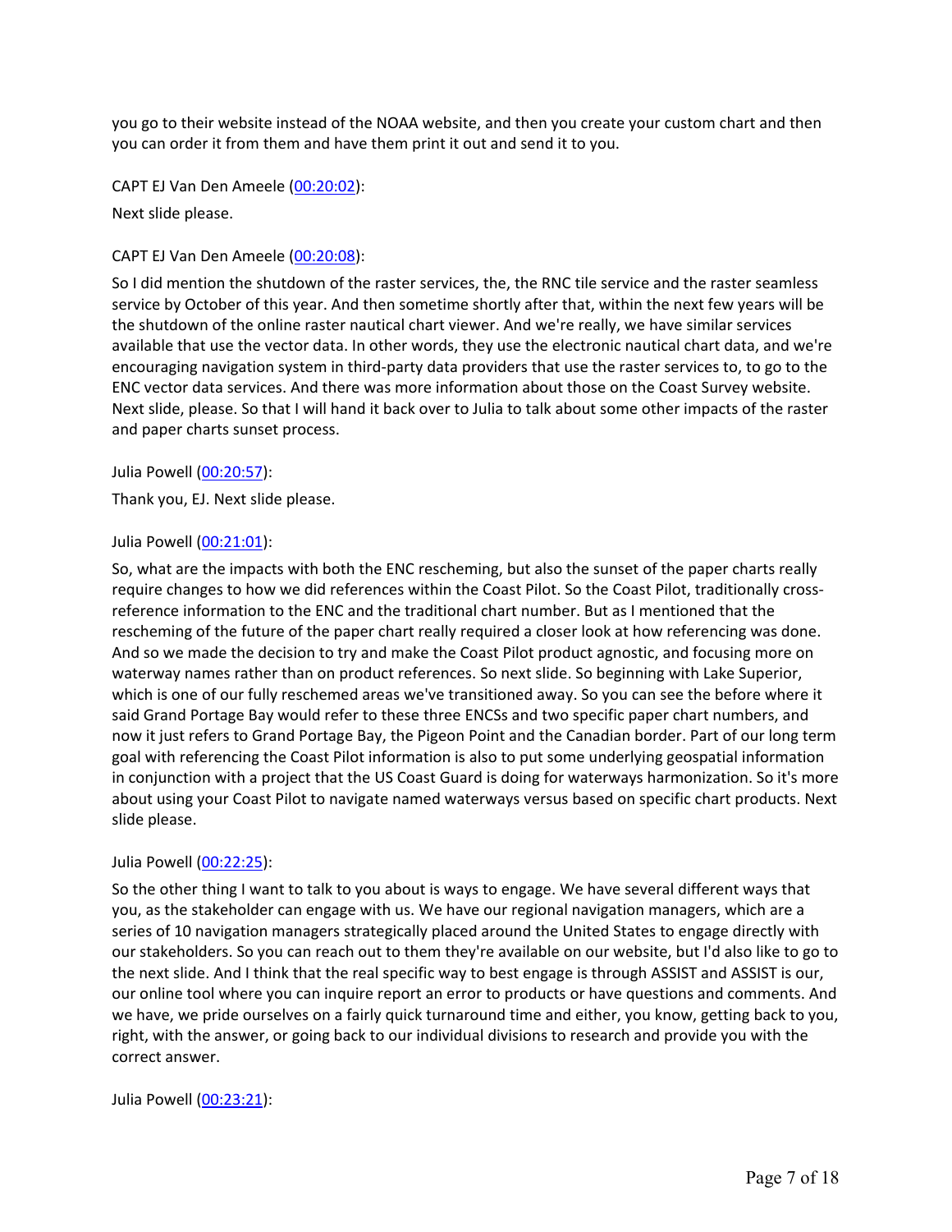you go to their website instead of the NOAA website, and then you create your custom chart and then you can order it from them and have them print it out and send it to you.

CAPT EJ Van Den Ameele (00:20:02):

Next slide please.

CAPT EJ Van Den Ameele (00:20:08):

So I did mention the shutdown of the raster services, the, the RNC tile service and the raster seamless service by October of this year. And then sometime shortly after that, within the next few years will be the shutdown of the online raster nautical chart viewer. And we're really, we have similar services available that use the vector data. In other words, they use the electronic nautical chart data, and we're encouraging navigation system in third-party data providers that use the raster services to, to go to the ENC vector data services. And there was more information about those on the Coast Survey website. Next slide, please. So that I will hand it back over to Julia to talk about some other impacts of the raster and paper charts sunset process.

Julia Powell (00:20:57):

Thank you, EJ. Next slide please.

Julia Powell (00:21:01):

So, what are the impacts with both the ENC rescheming, but also the sunset of the paper charts really require changes to how we did references within the Coast Pilot. So the Coast Pilot, traditionally cross-reference information to the ENC and the traditional chart number. But as I mentioned that the rescheming of the future of the paper chart really required a closer look at how referencing was done. And so we made the decision to try and make the Coast Pilot product agnostic, and focusing more on waterway names rather than on product references. So next slide. So beginning with Lake Superior, which is one of our fully reschemed areas we've transitioned away. So you can see the before where it said Grand Portage Bay would refer to these three ENCSs and two specific paper chart numbers, and now it just refers to Grand Portage Bay, the Pigeon Point and the Canadian border. Part of our long term goal with referencing the Coast Pilot information is also to put some underlying geospatial information in conjunction with a project that the US Coast Guard is doing for waterways harmonization. So it's more about using your Coast Pilot to navigate named waterways versus based on specific chart products. Next slide please.

Julia Powell (00:22:25):

So the other thing I want to talk to you about is ways to engage. We have several different ways that you, as the stakeholder can engage with us. We have our regional navigation managers, which are a series of 10 navigation managers strategically placed around the United States to engage directly with our stakeholders. So you can reach out to them they're available on our website, but I'd also like to go to the next slide. And I think that the real specific way to best engage is through ASSIST and ASSIST is our, our online tool where you can inquire report an error to products or have questions and comments. And we have, we pride ourselves on a fairly quick turnaround time and either, you know, getting back to you, right, with the answer, or going back to our individual divisions to research and provide you with the correct answer.

Julia Powell (00:23:21):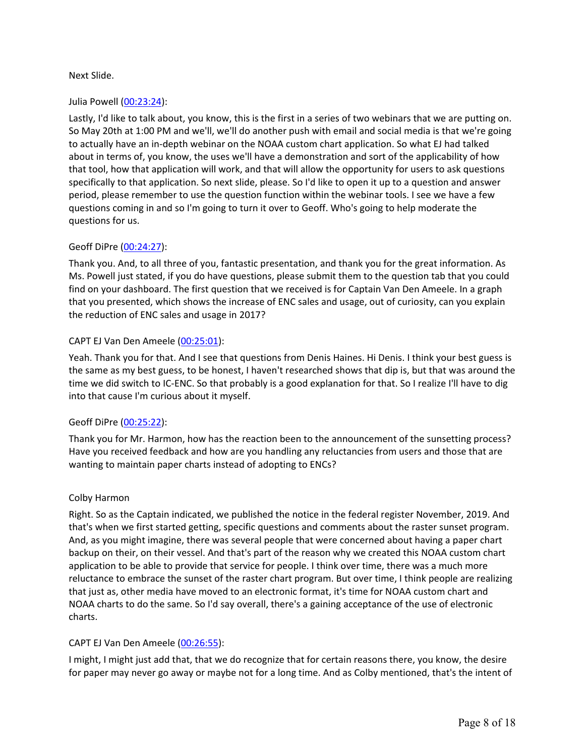Next Slide.

Julia Powell ([00:23:24](#)):

Lastly, I'd like to talk about, you know, this is the first in a series of two webinars that we are putting on. So May 20th at 1:00 PM and we'll, we'll do another push with email and social media is that we're going to actually have an in-depth webinar on the NOAA custom chart application. So what EJ had talked about in terms of, you know, the uses we'll have a demonstration and sort of the applicability of how that tool, how that application will work, and that will allow the opportunity for users to ask questions specifically to that application. So next slide, please. So I'd like to open it up to a question and answer period, please remember to use the question function within the webinar tools. I see we have a few questions coming in and so I'm going to turn it over to Geoff. Who's going to help moderate the questions for us.

Geoff DiPre ([00:24:27](#)):

Thank you. And, to all three of you, fantastic presentation, and thank you for the great information. As Ms. Powell just stated, if you do have questions, please submit them to the question tab that you could find on your dashboard. The first question that we received is for Captain Van Den Ameele. In a graph that you presented, which shows the increase of ENC sales and usage, out of curiosity, can you explain the reduction of ENC sales and usage in 2017?

CAPT EJ Van Den Ameele ([00:25:01](#)):

Yeah. Thank you for that. And I see that questions from Denis Haines. Hi Denis. I think your best guess is the same as my best guess, to be honest, I haven't researched shows that dip is, but that was around the time we did switch to IC-ENC. So that probably is a good explanation for that. So I realize I'll have to dig into that cause I'm curious about it myself.

Geoff DiPre ([00:25:22](#)):

Thank you for Mr. Harmon, how has the reaction been to the announcement of the sunsetting process? Have you received feedback and how are you handling any reluctancies from users and those that are wanting to maintain paper charts instead of adopting to ENCs?

Colby Harmon

Right. So as the Captain indicated, we published the notice in the federal register November, 2019. And that's when we first started getting, specific questions and comments about the raster sunset program. And, as you might imagine, there was several people that were concerned about having a paper chart backup on their, on their vessel. And that's part of the reason why we created this NOAA custom chart application to be able to provide that service for people. I think over time, there was a much more reluctance to embrace the sunset of the raster chart program. But over time, I think people are realizing that just as, other media have moved to an electronic format, it's time for NOAA custom chart and NOAA charts to do the same. So I'd say overall, there's a gaining acceptance of the use of electronic charts.

CAPT EJ Van Den Ameele ([00:26:55](#)):

I might, I might just add that, that we do recognize that for certain reasons there, you know, the desire for paper may never go away or maybe not for a long time. And as Colby mentioned, that's the intent of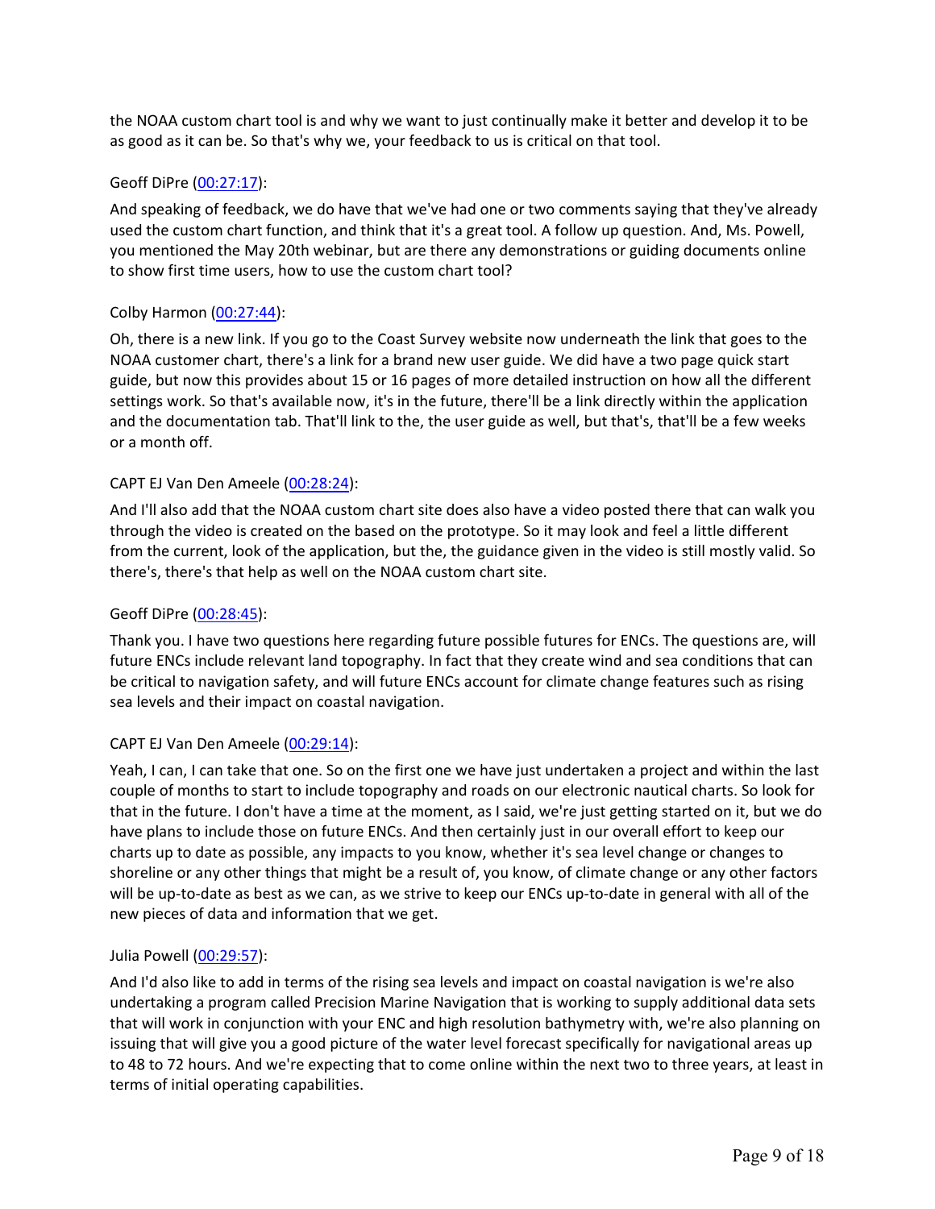the NOAA custom chart tool is and why we want to just continually make it better and develop it to be as good as it can be. So that's why we, your feedback to us is critical on that tool.

Geoff DiPre (00:27:17):

And speaking of feedback, we do have that we've had one or two comments saying that they've already used the custom chart function, and think that it's a great tool. A follow up question. And, Ms. Powell, you mentioned the May 20th webinar, but are there any demonstrations or guiding documents online to show first time users, how to use the custom chart tool?

Colby Harmon (00:27:44):

Oh, there is a new link. If you go to the Coast Survey website now underneath the link that goes to the NOAA customer chart, there's a link for a brand new user guide. We did have a two page quick start guide, but now this provides about 15 or 16 pages of more detailed instruction on how all the different settings work. So that's available now, it's in the future, there'll be a link directly within the application and the documentation tab. That'll link to the, the user guide as well, but that's, that'll be a few weeks or a month off.

CAPT EJ Van Den Ameele (00:28:24):

And I'll also add that the NOAA custom chart site does also have a video posted there that can walk you through the video is created on the based on the prototype. So it may look and feel a little different from the current, look of the application, but the, the guidance given in the video is still mostly valid. So there's, there's that help as well on the NOAA custom chart site.

Geoff DiPre (00:28:45):

Thank you. I have two questions here regarding future possible futures for ENCs. The questions are, will future ENCs include relevant land topography. In fact that they create wind and sea conditions that can be critical to navigation safety, and will future ENCs account for climate change features such as rising sea levels and their impact on coastal navigation.

CAPT EJ Van Den Ameele (00:29:14):

Yeah, I can, I can take that one. So on the first one we have just undertaken a project and within the last couple of months to start to include topography and roads on our electronic nautical charts. So look for that in the future. I don't have a time at the moment, as I said, we're just getting started on it, but we do have plans to include those on future ENCs. And then certainly just in our overall effort to keep our charts up to date as possible, any impacts to you know, whether it's sea level change or changes to shoreline or any other things that might be a result of, you know, of climate change or any other factors will be up-to-date as best as we can, as we strive to keep our ENCs up-to-date in general with all of the new pieces of data and information that we get.

Julia Powell (00:29:57):

And I'd also like to add in terms of the rising sea levels and impact on coastal navigation is we're also undertaking a program called Precision Marine Navigation that is working to supply additional data sets that will work in conjunction with your ENC and high resolution bathymetry with, we're also planning on issuing that will give you a good picture of the water level forecast specifically for navigational areas up to 48 to 72 hours. And we're expecting that to come online within the next two to three years, at least in terms of initial operating capabilities.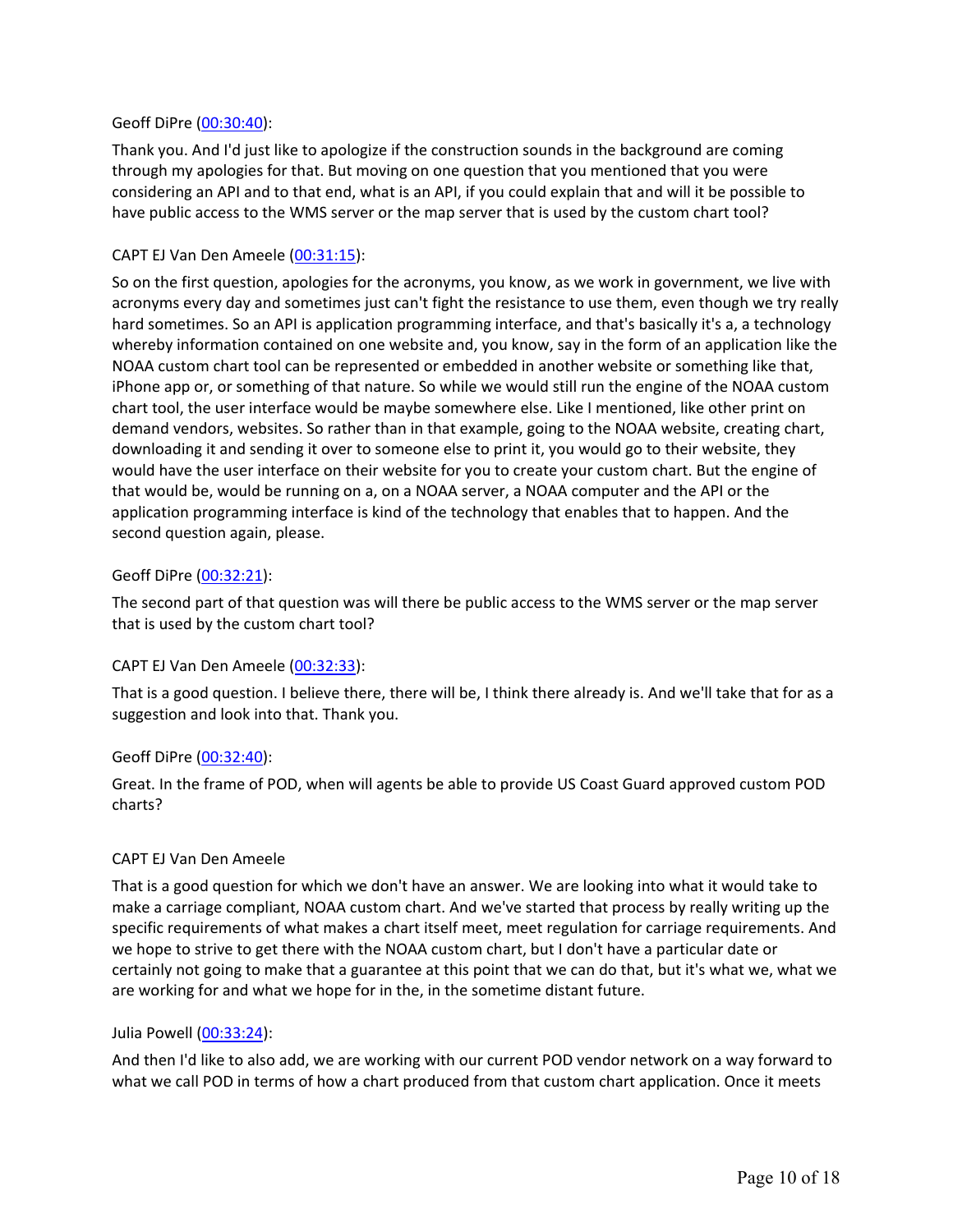Geoff DiPre ([00:30:40](#)):

Thank you. And I'd just like to apologize if the construction sounds in the background are coming through my apologies for that. But moving on one question that you mentioned that you were considering an API and to that end, what is an API, if you could explain that and will it be possible to have public access to the WMS server or the map server that is used by the custom chart tool?

CAPT EJ Van Den Ameele ([00:31:15](#)):

So on the first question, apologies for the acronyms, you know, as we work in government, we live with acronyms every day and sometimes just can't fight the resistance to use them, even though we try really hard sometimes. So an API is application programming interface, and that's basically it's a, a technology whereby information contained on one website and, you know, say in the form of an application like the NOAA custom chart tool can be represented or embedded in another website or something like that, iPhone app or, or something of that nature. So while we would still run the engine of the NOAA custom chart tool, the user interface would be maybe somewhere else. Like I mentioned, like other print on demand vendors, websites. So rather than in that example, going to the NOAA website, creating chart, downloading it and sending it over to someone else to print it, you would go to their website, they would have the user interface on their website for you to create your custom chart. But the engine of that would be, would be running on a, on a NOAA server, a NOAA computer and the API or the application programming interface is kind of the technology that enables that to happen. And the second question again, please.

Geoff DiPre ([00:32:21](#)):

The second part of that question was will there be public access to the WMS server or the map server that is used by the custom chart tool?

CAPT EJ Van Den Ameele ([00:32:33](#)):

That is a good question. I believe there, there will be, I think there already is. And we'll take that for as a suggestion and look into that. Thank you.

Geoff DiPre ([00:32:40](#)):

Great. In the frame of POD, when will agents be able to provide US Coast Guard approved custom POD charts?

CAPT EJ Van Den Ameele

That is a good question for which we don't have an answer. We are looking into what it would take to make a carriage compliant, NOAA custom chart. And we've started that process by really writing up the specific requirements of what makes a chart itself meet, meet regulation for carriage requirements. And we hope to strive to get there with the NOAA custom chart, but I don't have a particular date or certainly not going to make that a guarantee at this point that we can do that, but it's what we, what we are working for and what we hope for in the, in the sometime distant future.

Julia Powell ([00:33:24](#)):

And then I'd like to also add, we are working with our current POD vendor network on a way forward to what we call POD in terms of how a chart produced from that custom chart application. Once it meets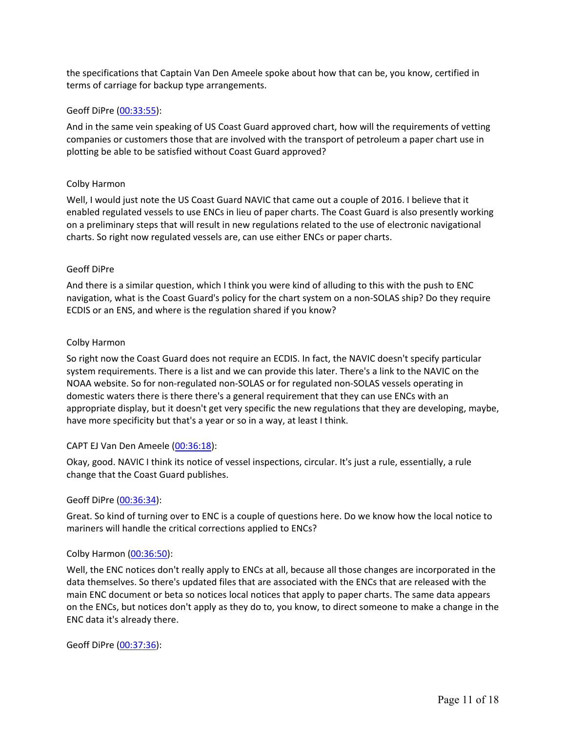the specifications that Captain Van Den Ameele spoke about how that can be, you know, certified in terms of carriage for backup type arrangements.

Geoff DiPre ([00:33:55]):

And in the same vein speaking of US Coast Guard approved chart, how will the requirements of vetting companies or customers those that are involved with the transport of petroleum a paper chart use in plotting be able to be satisfied without Coast Guard approved?

Colby Harmon

Well, I would just note the US Coast Guard NAVIC that came out a couple of 2016. I believe that it enabled regulated vessels to use ENCs in lieu of paper charts. The Coast Guard is also presently working on a preliminary steps that will result in new regulations related to the use of electronic navigational charts. So right now regulated vessels are, can use either ENCs or paper charts.

Geoff DiPre

And there is a similar question, which I think you were kind of alluding to this with the push to ENC navigation, what is the Coast Guard's policy for the chart system on a non-SOLAS ship? Do they require ECDIS or an ENS, and where is the regulation shared if you know?

Colby Harmon

So right now the Coast Guard does not require an ECDIS. In fact, the NAVIC doesn't specify particular system requirements. There is a list and we can provide this later. There's a link to the NAVIC on the NOAA website. So for non-regulated non-SOLAS or for regulated non-SOLAS vessels operating in domestic waters there is there there's a general requirement that they can use ENCs with an appropriate display, but it doesn't get very specific the new regulations that they are developing, maybe, have more specificity but that's a year or so in a way, at least I think.

CAPT EJ Van Den Ameele ([00:36:18]):

Okay, good. NAVIC I think its notice of vessel inspections, circular. It's just a rule, essentially, a rule change that the Coast Guard publishes.

Geoff DiPre ([00:36:34]):

Great. So kind of turning over to ENC is a couple of questions here. Do we know how the local notice to mariners will handle the critical corrections applied to ENCs?

Colby Harmon ([00:36:50]):

Well, the ENC notices don't really apply to ENCs at all, because all those changes are incorporated in the data themselves. So there's updated files that are associated with the ENCs that are released with the main ENC document or beta so notices local notices that apply to paper charts. The same data appears on the ENCs, but notices don't apply as they do to, you know, to direct someone to make a change in the ENC data it's already there.

Geoff DiPre ([00:37:36]):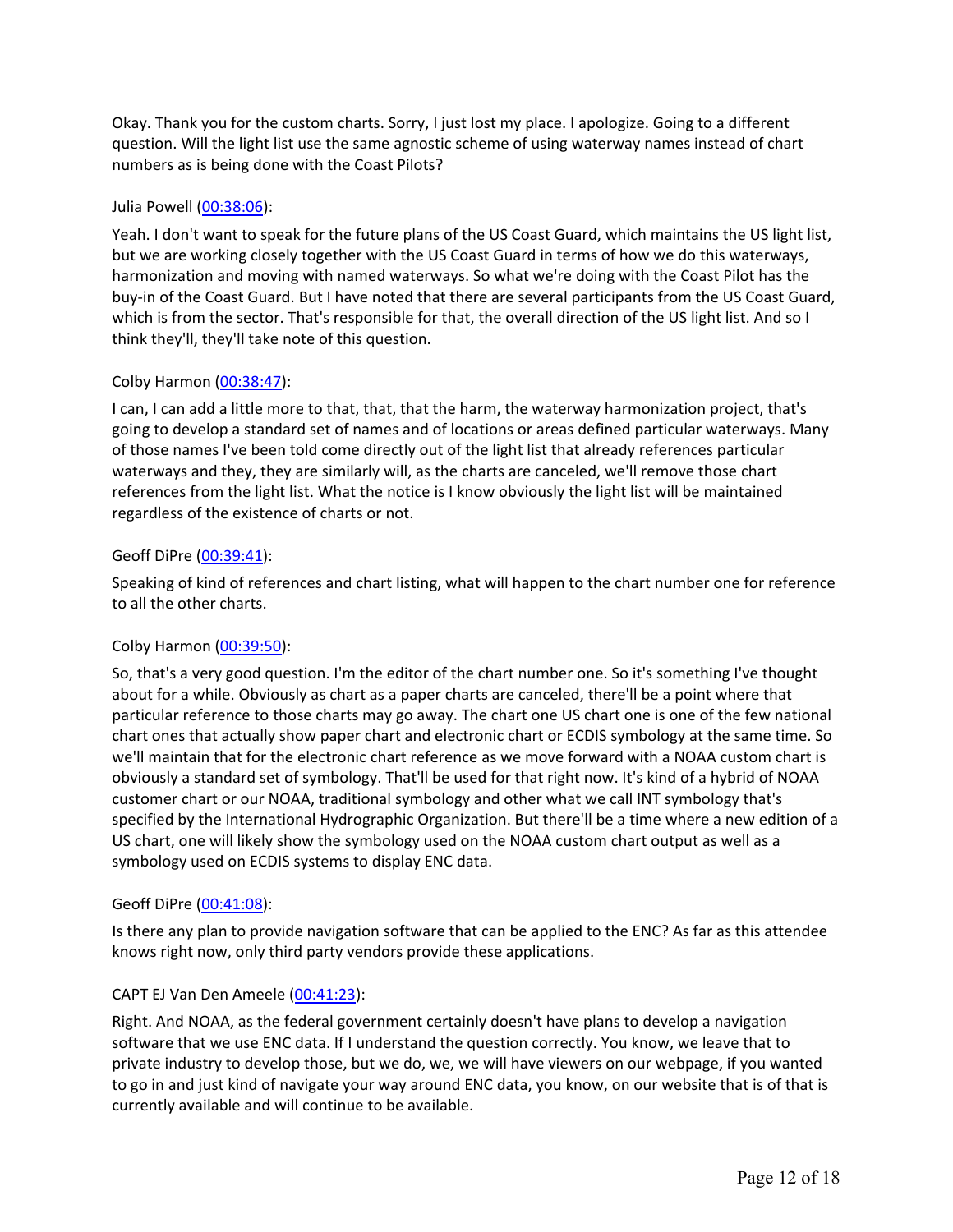Okay. Thank you for the custom charts. Sorry, I just lost my place. I apologize. Going to a different question. Will the light list use the same agnostic scheme of using waterway names instead of chart numbers as is being done with the Coast Pilots?

Julia Powell ([00:38:06](#)):

Yeah. I don't want to speak for the future plans of the US Coast Guard, which maintains the US light list, but we are working closely together with the US Coast Guard in terms of how we do this waterways, harmonization and moving with named waterways. So what we're doing with the Coast Pilot has the buy-in of the Coast Guard. But I have noted that there are several participants from the US Coast Guard, which is from the sector. That's responsible for that, the overall direction of the US light list. And so I think they'll, they'll take note of this question.

Colby Harmon ([00:38:47](#)):

I can, I can add a little more to that, that, that the harm, the waterway harmonization project, that's going to develop a standard set of names and of locations or areas defined particular waterways. Many of those names I've been told come directly out of the light list that already references particular waterways and they, they are similarly will, as the charts are canceled, we'll remove those chart references from the light list. What the notice is I know obviously the light list will be maintained regardless of the existence of charts or not.

Geoff DiPre ([00:39:41](#)):

Speaking of kind of references and chart listing, what will happen to the chart number one for reference to all the other charts.

Colby Harmon ([00:39:50](#)):

So, that's a very good question. I'm the editor of the chart number one. So it's something I've thought about for a while. Obviously as chart as a paper charts are canceled, there'll be a point where that particular reference to those charts may go away. The chart one US chart one is one of the few national chart ones that actually show paper chart and electronic chart or ECDIS symbology at the same time. So we'll maintain that for the electronic chart reference as we move forward with a NOAA custom chart is obviously a standard set of symbology. That'll be used for that right now. It's kind of a hybrid of NOAA customer chart or our NOAA, traditional symbology and other what we call INT symbology that's specified by the International Hydrographic Organization. But there'll be a time where a new edition of a US chart, one will likely show the symbology used on the NOAA custom chart output as well as a symbology used on ECDIS systems to display ENC data.

Geoff DiPre ([00:41:08](#)):

Is there any plan to provide navigation software that can be applied to the ENC? As far as this attendee knows right now, only third party vendors provide these applications.

CAPT EJ Van Den Ameele ([00:41:23](#)):

Right. And NOAA, as the federal government certainly doesn't have plans to develop a navigation software that we use ENC data. If I understand the question correctly. You know, we leave that to private industry to develop those, but we do, we, we will have viewers on our webpage, if you wanted to go in and just kind of navigate your way around ENC data, you know, on our website that is of that is currently available and will continue to be available.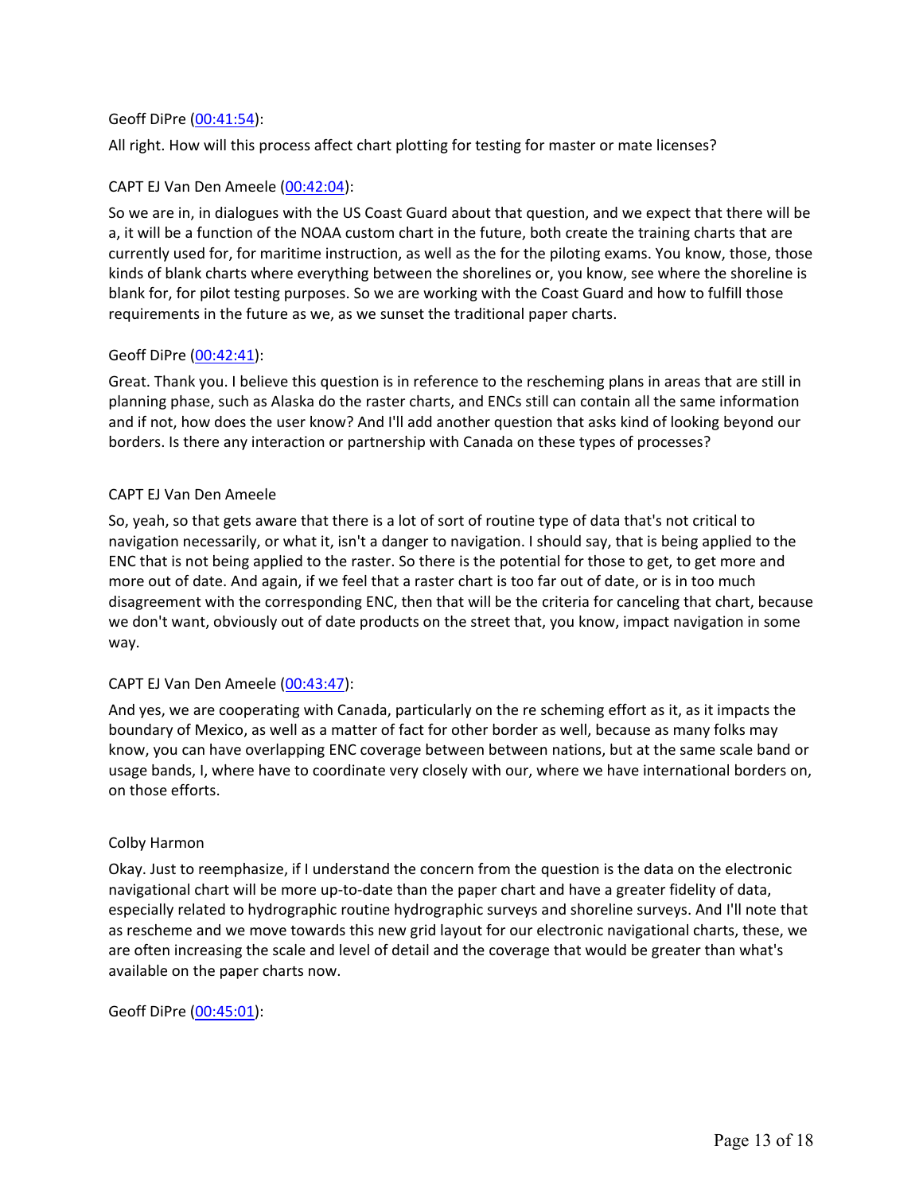Geoff DiPre (00:41:54):

All right. How will this process affect chart plotting for testing for master or mate licenses?

CAPT EJ Van Den Ameele (00:42:04):

So we are in, in dialogues with the US Coast Guard about that question, and we expect that there will be a, it will be a function of the NOAA custom chart in the future, both create the training charts that are currently used for, for maritime instruction, as well as the for the piloting exams. You know, those, those kinds of blank charts where everything between the shorelines or, you know, see where the shoreline is blank for, for pilot testing purposes. So we are working with the Coast Guard and how to fulfill those requirements in the future as we, as we sunset the traditional paper charts.

Geoff DiPre (00:42:41):

Great. Thank you. I believe this question is in reference to the rescheming plans in areas that are still in planning phase, such as Alaska do the raster charts, and ENCs still can contain all the same information and if not, how does the user know? And I'll add another question that asks kind of looking beyond our borders. Is there any interaction or partnership with Canada on these types of processes?

CAPT EJ Van Den Ameele

So, yeah, so that gets aware that there is a lot of sort of routine type of data that's not critical to navigation necessarily, or what it, isn't a danger to navigation. I should say, that is being applied to the ENC that is not being applied to the raster. So there is the potential for those to get, to get more and more out of date. And again, if we feel that a raster chart is too far out of date, or is in too much disagreement with the corresponding ENC, then that will be the criteria for canceling that chart, because we don't want, obviously out of date products on the street that, you know, impact navigation in some way.

CAPT EJ Van Den Ameele (00:43:47):

And yes, we are cooperating with Canada, particularly on the re scheming effort as it, as it impacts the boundary of Mexico, as well as a matter of fact for other border as well, because as many folks may know, you can have overlapping ENC coverage between between nations, but at the same scale band or usage bands, I, where have to coordinate very closely with our, where we have international borders on, on those efforts.

Colby Harmon

Okay. Just to reemphasize, if I understand the concern from the question is the data on the electronic navigational chart will be more up-to-date than the paper chart and have a greater fidelity of data, especially related to hydrographic routine hydrographic surveys and shoreline surveys. And I'll note that as rescheme and we move towards this new grid layout for our electronic navigational charts, these, we are often increasing the scale and level of detail and the coverage that would be greater than what's available on the paper charts now.

Geoff DiPre (00:45:01):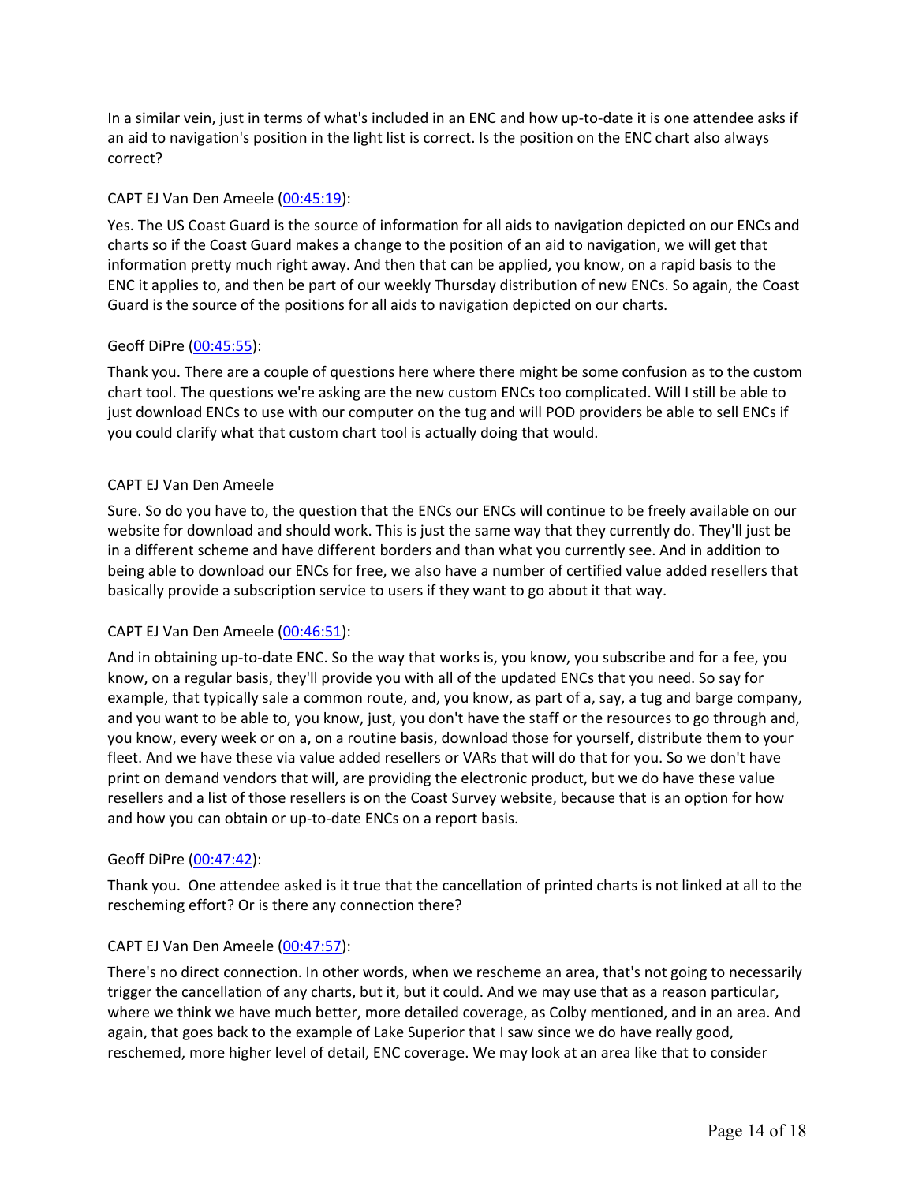In a similar vein, just in terms of what's included in an ENC and how up-to-date it is one attendee asks if an aid to navigation's position in the light list is correct. Is the position on the ENC chart also always correct?

CAPT EJ Van Den Ameele ([00:45:19](#)):

Yes. The US Coast Guard is the source of information for all aids to navigation depicted on our ENCs and charts so if the Coast Guard makes a change to the position of an aid to navigation, we will get that information pretty much right away. And then that can be applied, you know, on a rapid basis to the ENC it applies to, and then be part of our weekly Thursday distribution of new ENCs. So again, the Coast Guard is the source of the positions for all aids to navigation depicted on our charts.

Geoff DiPre ([00:45:55](#)):

Thank you. There are a couple of questions here where there might be some confusion as to the custom chart tool. The questions we're asking are the new custom ENCs too complicated. Will I still be able to just download ENCs to use with our computer on the tug and will POD providers be able to sell ENCs if you could clarify what that custom chart tool is actually doing that would.

CAPT EJ Van Den Ameele

Sure. So do you have to, the question that the ENCs our ENCs will continue to be freely available on our website for download and should work. This is just the same way that they currently do. They'll just be in a different scheme and have different borders and than what you currently see. And in addition to being able to download our ENCs for free, we also have a number of certified value added resellers that basically provide a subscription service to users if they want to go about it that way.

CAPT EJ Van Den Ameele ([00:46:51](#)):

And in obtaining up-to-date ENC. So the way that works is, you know, you subscribe and for a fee, you know, on a regular basis, they'll provide you with all of the updated ENCs that you need. So say for example, that typically sale a common route, and, you know, as part of a, say, a tug and barge company, and you want to be able to, you know, just, you don't have the staff or the resources to go through and, you know, every week or on a, on a routine basis, download those for yourself, distribute them to your fleet. And we have these via value added resellers or VARs that will do that for you. So we don't have print on demand vendors that will, are providing the electronic product, but we do have these value resellers and a list of those resellers is on the Coast Survey website, because that is an option for how and how you can obtain or up-to-date ENCs on a report basis.

Geoff DiPre ([00:47:42](#)):

Thank you. One attendee asked is it true that the cancellation of printed charts is not linked at all to the rescheming effort? Or is there any connection there?

CAPT EJ Van Den Ameele ([00:47:57](#)):

There's no direct connection. In other words, when we rescheme an area, that's not going to necessarily trigger the cancellation of any charts, but it, but it could. And we may use that as a reason particular, where we think we have much better, more detailed coverage, as Colby mentioned, and in an area. And again, that goes back to the example of Lake Superior that I saw since we do have really good, reschemed, more higher level of detail, ENC coverage. We may look at an area like that to consider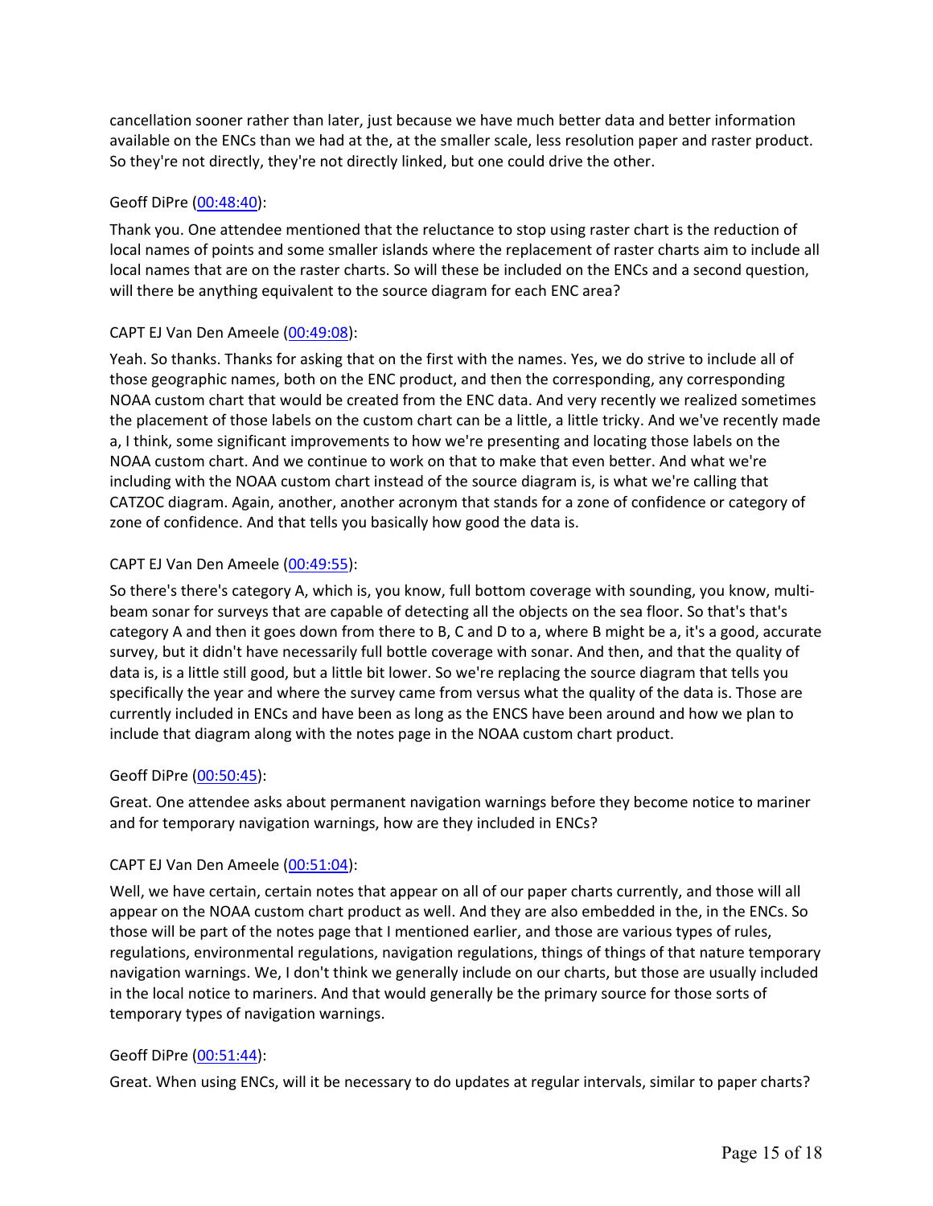cancellation sooner rather than later, just because we have much better data and better information available on the ENCs than we had at the, at the smaller scale, less resolution paper and raster product. So they're not directly, they're not directly linked, but one could drive the other.

Geoff DiPre (00:48:40):

Thank you. One attendee mentioned that the reluctance to stop using raster chart is the reduction of local names of points and some smaller islands where the replacement of raster charts aim to include all local names that are on the raster charts. So will these be included on the ENCs and a second question, will there be anything equivalent to the source diagram for each ENC area?

CAPT EJ Van Den Ameele (00:49:08):

Yeah. So thanks. Thanks for asking that on the first with the names. Yes, we do strive to include all of those geographic names, both on the ENC product, and then the corresponding, any corresponding NOAA custom chart that would be created from the ENC data. And very recently we realized sometimes the placement of those labels on the custom chart can be a little, a little tricky. And we've recently made a, I think, some significant improvements to how we're presenting and locating those labels on the NOAA custom chart. And we continue to work on that to make that even better. And what we're including with the NOAA custom chart instead of the source diagram is, is what we're calling that CATZOC diagram. Again, another, another acronym that stands for a zone of confidence or category of zone of confidence. And that tells you basically how good the data is.

CAPT EJ Van Den Ameele (00:49:55):

So there's there's category A, which is, you know, full bottom coverage with sounding, you know, multi-beam sonar for surveys that are capable of detecting all the objects on the sea floor. So that's that's category A and then it goes down from there to B, C and D to a, where B might be a, it's a good, accurate survey, but it didn't have necessarily full bottle coverage with sonar. And then, and that the quality of data is, is a little still good, but a little bit lower. So we're replacing the source diagram that tells you specifically the year and where the survey came from versus what the quality of the data is. Those are currently included in ENCs and have been as long as the ENCS have been around and how we plan to include that diagram along with the notes page in the NOAA custom chart product.

Geoff DiPre (00:50:45):

Great. One attendee asks about permanent navigation warnings before they become notice to mariner and for temporary navigation warnings, how are they included in ENCs?

CAPT EJ Van Den Ameele (00:51:04):

Well, we have certain, certain notes that appear on all of our paper charts currently, and those will all appear on the NOAA custom chart product as well. And they are also embedded in the, in the ENCs. So those will be part of the notes page that I mentioned earlier, and those are various types of rules, regulations, environmental regulations, navigation regulations, things of things of that nature temporary navigation warnings. We, I don't think we generally include on our charts, but those are usually included in the local notice to mariners. And that would generally be the primary source for those sorts of temporary types of navigation warnings.

Geoff DiPre (00:51:44):

Great. When using ENCs, will it be necessary to do updates at regular intervals, similar to paper charts?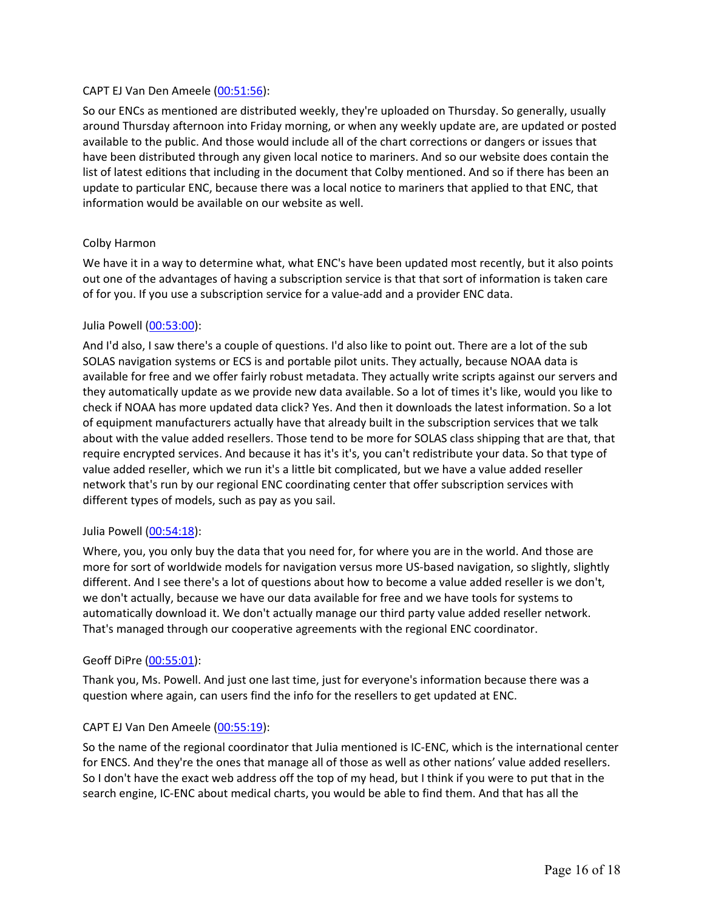CAPT EJ Van Den Ameele ([00:51:56]()):

So our ENCs as mentioned are distributed weekly, they're uploaded on Thursday. So generally, usually around Thursday afternoon into Friday morning, or when any weekly update are, are updated or posted available to the public. And those would include all of the chart corrections or dangers or issues that have been distributed through any given local notice to mariners. And so our website does contain the list of latest editions that including in the document that Colby mentioned. And so if there has been an update to particular ENC, because there was a local notice to mariners that applied to that ENC, that information would be available on our website as well.

Colby Harmon

We have it in a way to determine what, what ENC's have been updated most recently, but it also points out one of the advantages of having a subscription service is that that sort of information is taken care of for you. If you use a subscription service for a value-add and a provider ENC data.

Julia Powell ([00:53:00]()):

And I'd also, I saw there's a couple of questions. I'd also like to point out. There are a lot of the sub SOLAS navigation systems or ECS is and portable pilot units. They actually, because NOAA data is available for free and we offer fairly robust metadata. They actually write scripts against our servers and they automatically update as we provide new data available. So a lot of times it's like, would you like to check if NOAA has more updated data click? Yes. And then it downloads the latest information. So a lot of equipment manufacturers actually have that already built in the subscription services that we talk about with the value added resellers. Those tend to be more for SOLAS class shipping that are that, that require encrypted services. And because it has it's it's, you can't redistribute your data. So that type of value added reseller, which we run it's a little bit complicated, but we have a value added reseller network that's run by our regional ENC coordinating center that offer subscription services with different types of models, such as pay as you sail.

Julia Powell ([00:54:18]()):

Where, you, you only buy the data that you need for, for where you are in the world. And those are more for sort of worldwide models for navigation versus more US-based navigation, so slightly, slightly different. And I see there's a lot of questions about how to become a value added reseller is we don't, we don't actually, because we have our data available for free and we have tools for systems to automatically download it. We don't actually manage our third party value added reseller network. That's managed through our cooperative agreements with the regional ENC coordinator.

Geoff DiPre ([00:55:01]()):

Thank you, Ms. Powell. And just one last time, just for everyone's information because there was a question where again, can users find the info for the resellers to get updated at ENC.

CAPT EJ Van Den Ameele ([00:55:19]()):

So the name of the regional coordinator that Julia mentioned is IC-ENC, which is the international center for ENCS. And they're the ones that manage all of those as well as other nations' value added resellers. So I don't have the exact web address off the top of my head, but I think if you were to put that in the search engine, IC-ENC about medical charts, you would be able to find them. And that has all the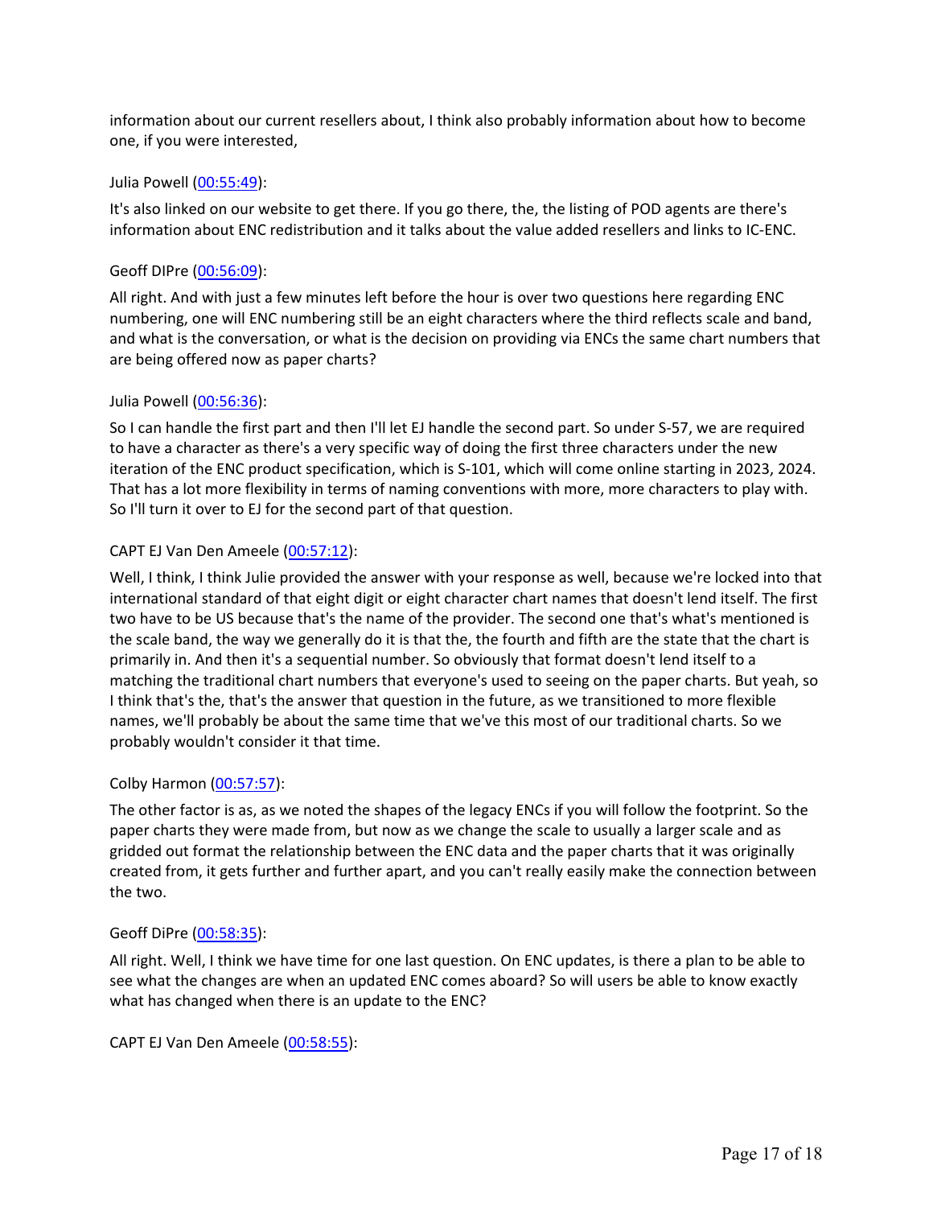information about our current resellers about, I think also probably information about how to become one, if you were interested,

Julia Powell ([00:55:49]()):

It's also linked on our website to get there. If you go there, the, the listing of POD agents are there's information about ENC redistribution and it talks about the value added resellers and links to IC-ENC.

Geoff DIPre ([00:56:09]()):

All right. And with just a few minutes left before the hour is over two questions here regarding ENC numbering, one will ENC numbering still be an eight characters where the third reflects scale and band, and what is the conversation, or what is the decision on providing via ENCs the same chart numbers that are being offered now as paper charts?

Julia Powell ([00:56:36]()):

So I can handle the first part and then I'll let EJ handle the second part. So under S-57, we are required to have a character as there's a very specific way of doing the first three characters under the new iteration of the ENC product specification, which is S-101, which will come online starting in 2023, 2024. That has a lot more flexibility in terms of naming conventions with more, more characters to play with. So I'll turn it over to EJ for the second part of that question.

CAPT EJ Van Den Ameele ([00:57:12]()):

Well, I think, I think Julie provided the answer with your response as well, because we're locked into that international standard of that eight digit or eight character chart names that doesn't lend itself. The first two have to be US because that's the name of the provider. The second one that's what's mentioned is the scale band, the way we generally do it is that the, the fourth and fifth are the state that the chart is primarily in. And then it's a sequential number. So obviously that format doesn't lend itself to a matching the traditional chart numbers that everyone's used to seeing on the paper charts. But yeah, so I think that's the, that's the answer that question in the future, as we transitioned to more flexible names, we'll probably be about the same time that we've this most of our traditional charts. So we probably wouldn't consider it that time.

Colby Harmon ([00:57:57]()):

The other factor is as, as we noted the shapes of the legacy ENCs if you will follow the footprint. So the paper charts they were made from, but now as we change the scale to usually a larger scale and as gridded out format the relationship between the ENC data and the paper charts that it was originally created from, it gets further and further apart, and you can't really easily make the connection between the two.

Geoff DiPre ([00:58:35]()):

All right. Well, I think we have time for one last question. On ENC updates, is there a plan to be able to see what the changes are when an updated ENC comes aboard? So will users be able to know exactly what has changed when there is an update to the ENC?

CAPT EJ Van Den Ameele ([00:58:55]()):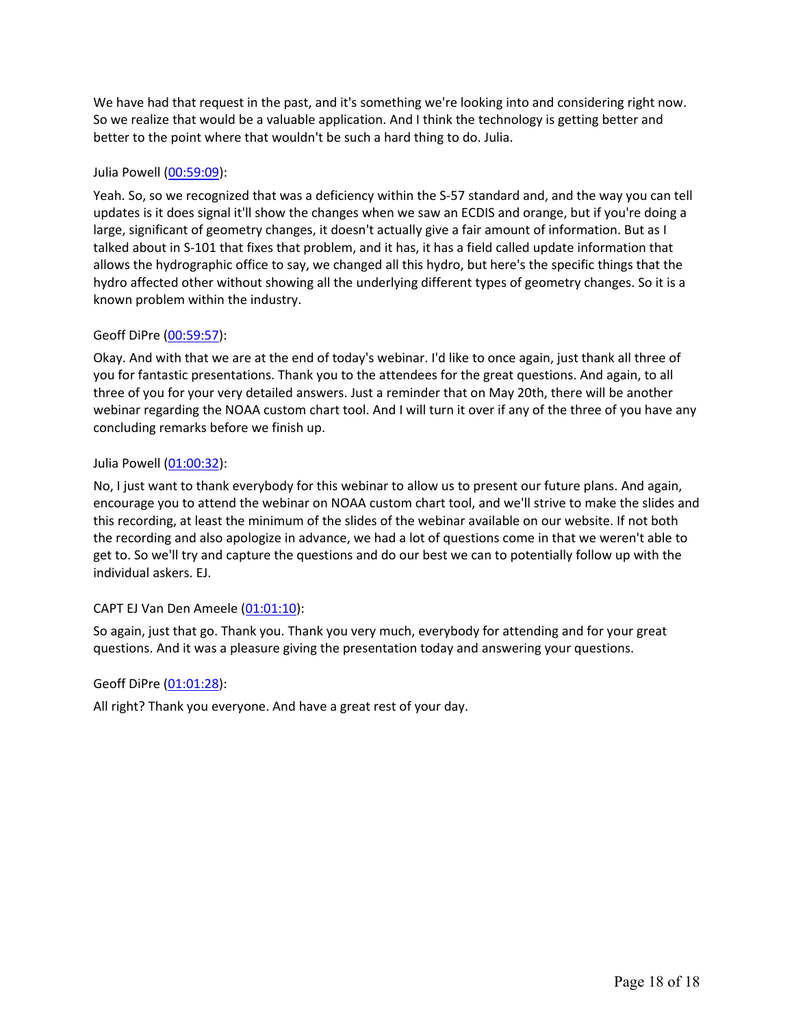We have had that request in the past, and it's something we're looking into and considering right now. So we realize that would be a valuable application. And I think the technology is getting better and better to the point where that wouldn't be such a hard thing to do. Julia.

Julia Powell (00:59:09):

Yeah. So, so we recognized that was a deficiency within the S-57 standard and, and the way you can tell updates is it does signal it'll show the changes when we saw an ECDIS and orange, but if you're doing a large, significant of geometry changes, it doesn't actually give a fair amount of information. But as I talked about in S-101 that fixes that problem, and it has, it has a field called update information that allows the hydrographic office to say, we changed all this hydro, but here's the specific things that the hydro affected other without showing all the underlying different types of geometry changes. So it is a known problem within the industry.

Geoff DiPre (00:59:57):

Okay. And with that we are at the end of today's webinar. I'd like to once again, just thank all three of you for fantastic presentations. Thank you to the attendees for the great questions. And again, to all three of you for your very detailed answers. Just a reminder that on May 20th, there will be another webinar regarding the NOAA custom chart tool. And I will turn it over if any of the three of you have any concluding remarks before we finish up.

Julia Powell (01:00:32):

No, I just want to thank everybody for this webinar to allow us to present our future plans. And again, encourage you to attend the webinar on NOAA custom chart tool, and we'll strive to make the slides and this recording, at least the minimum of the slides of the webinar available on our website. If not both the recording and also apologize in advance, we had a lot of questions come in that we weren't able to get to. So we'll try and capture the questions and do our best we can to potentially follow up with the individual askers. EJ.

CAPT EJ Van Den Ameele (01:01:10):

So again, just that go. Thank you. Thank you very much, everybody for attending and for your great questions. And it was a pleasure giving the presentation today and answering your questions.

Geoff DiPre (01:01:28):

All right? Thank you everyone. And have a great rest of your day.